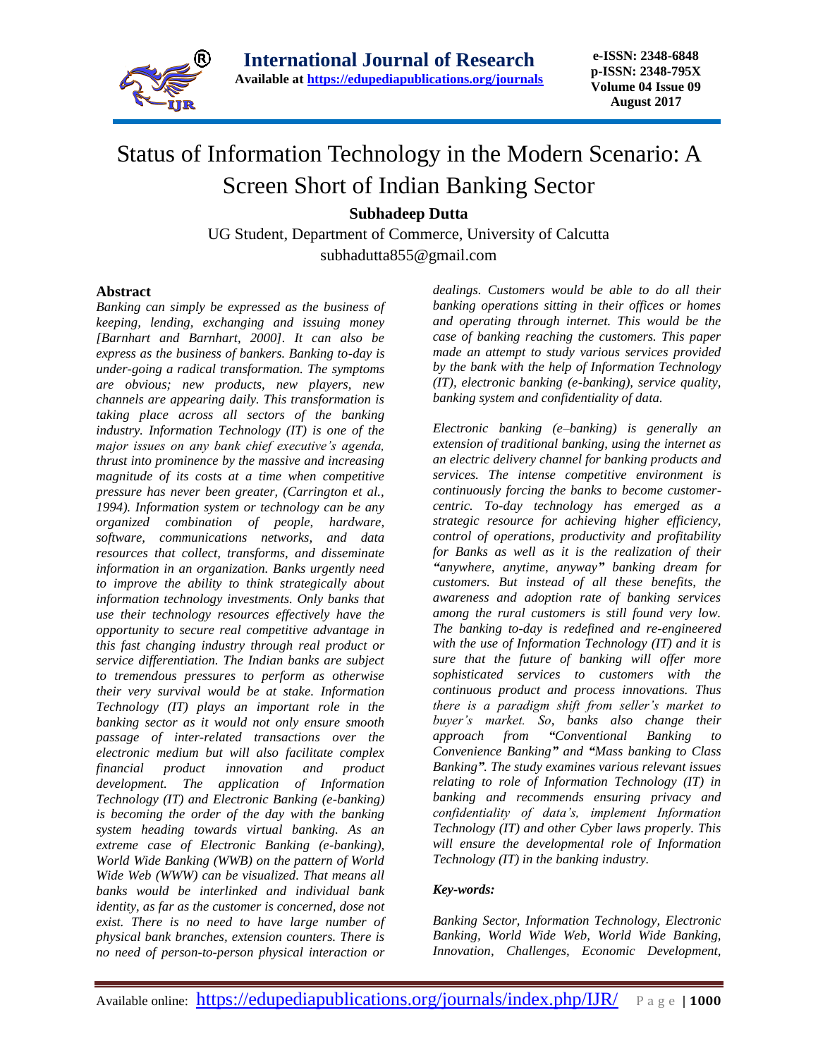# Status of Information Technology in the Modern Scenario: A Screen Short of Indian Banking Sector

**Subhadeep Dutta**

UG Student, Department of Commerce, University of Calcutta

subhadutta855@gmail.com

## Abstract

*Banking can simply be expressed as the business of keeping, lending, exchanging and issuing money [Barnhart and Barnhart, 2000]. It can also be express as the business of bankers. Banking to-day is under-going a radical transformation. The symptoms are obvious; new products, new players, new channels are appearing daily. This transformation is taking place across all sectors of the banking industry. Information Technology (IT) is one of the major issues on any bank chief executive's agenda, thrust into prominence by the massive and increasing magnitude of its costs at a time when competitive pressure has never been greater, (Carrington et al., 1994). Information system or technology can be any organized combination of people, hardware, software, communications networks, and data resources that collect, transforms, and disseminate information in an organization. Banks urgently need to improve the ability to think strategically about information technology investments. Only banks that use their technology resources effectively have the opportunity to secure real competitive advantage in this fast changing industry through real product or service differentiation. The Indian banks are subject to tremendous pressures to perform as otherwise their very survival would be at stake. Information Technology (IT) plays an important role in the banking sector as it would not only ensure smooth passage of inter-related transactions over the electronic medium but will also facilitate complex financial product innovation and product development. The application of Information Technology (IT) and Electronic Banking (e-banking) is becoming the order of the day with the banking system heading towards virtual banking. As an extreme case of Electronic Banking (e-banking), World Wide Banking (WWB) on the pattern of World Wide Web (WWW) can be visualized. That means all banks would be interlinked and individual bank identity, as far as the customer is concerned, dose not exist. There is no need to have large number of physical bank branches, extension counters. There is no need of person-to-person physical interaction or dealings. Customers would be able to do all their banking operations sitting in their offices or homes and operating through internet. This would be the case of banking reaching the customers. This paper made an attempt to study various services provided by the bank with the help of Information Technology (IT), electronic banking (e-banking), service quality, banking system and confidentiality of data.*

*Electronic banking (e–banking) is generally an extension of traditional banking, using the internet as an electric delivery channel for banking products and services. The intense competitive environment is continuously forcing the banks to become customer-centric. To-day technology has emerged as a strategic resource for achieving higher efficiency, control of operations, productivity and profitability for Banks as well as it is the realization of their "anywhere, anytime, anyway" banking dream for customers. But instead of all these benefits, the awareness and adoption rate of banking services among the rural customers is still found very low. The banking to-day is redefined and re-engineered with the use of Information Technology (IT) and it is sure that the future of banking will offer more sophisticated services to customers with the continuous product and process innovations. Thus there is a paradigm shift from seller's market to buyer's market. So, banks also change their approach from "Conventional Banking to Convenience Banking" and "Mass banking to Class Banking". The study examines various relevant issues relating to role of Information Technology (IT) in banking and recommends ensuring privacy and confidentiality of data's, implement Information Technology (IT) and other Cyber laws properly. This will ensure the developmental role of Information Technology (IT) in the banking industry.*

***Key-words:***

*Banking Sector, Information Technology, Electronic Banking, World Wide Web, World Wide Banking, Innovation, Challenges, Economic Development,*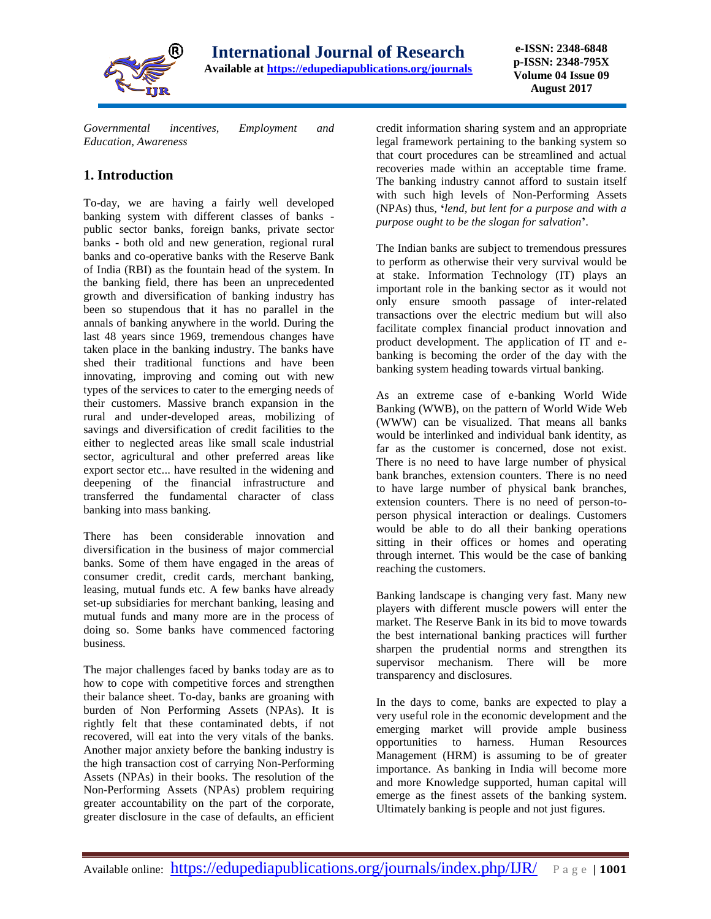*Governmental incentives, Employment and Education, Awareness*

## 1. Introduction

To-day, we are having a fairly well developed banking system with different classes of banks - public sector banks, foreign banks, private sector banks - both old and new generation, regional rural banks and co-operative banks with the Reserve Bank of India (RBI) as the fountain head of the system. In the banking field, there has been an unprecedented growth and diversification of banking industry has been so stupendous that it has no parallel in the annals of banking anywhere in the world. During the last 48 years since 1969, tremendous changes have taken place in the banking industry. The banks have shed their traditional functions and have been innovating, improving and coming out with new types of the services to cater to the emerging needs of their customers. Massive branch expansion in the rural and under-developed areas, mobilizing of savings and diversification of credit facilities to the either to neglected areas like small scale industrial sector, agricultural and other preferred areas like export sector etc... have resulted in the widening and deepening of the financial infrastructure and transferred the fundamental character of class banking into mass banking.

There has been considerable innovation and diversification in the business of major commercial banks. Some of them have engaged in the areas of consumer credit, credit cards, merchant banking, leasing, mutual funds etc. A few banks have already set-up subsidiaries for merchant banking, leasing and mutual funds and many more are in the process of doing so. Some banks have commenced factoring business.

The major challenges faced by banks today are as to how to cope with competitive forces and strengthen their balance sheet. To-day, banks are groaning with burden of Non Performing Assets (NPAs). It is rightly felt that these contaminated debts, if not recovered, will eat into the very vitals of the banks. Another major anxiety before the banking industry is the high transaction cost of carrying Non-Performing Assets (NPAs) in their books. The resolution of the Non-Performing Assets (NPAs) problem requiring greater accountability on the part of the corporate, greater disclosure in the case of defaults, an efficient credit information sharing system and an appropriate legal framework pertaining to the banking system so that court procedures can be streamlined and actual recoveries made within an acceptable time frame. The banking industry cannot afford to sustain itself with such high levels of Non-Performing Assets (NPAs) thus, '*lend, but lent for a purpose and with a purpose ought to be the slogan for salvation*'.

The Indian banks are subject to tremendous pressures to perform as otherwise their very survival would be at stake. Information Technology (IT) plays an important role in the banking sector as it would not only ensure smooth passage of inter-related transactions over the electric medium but will also facilitate complex financial product innovation and product development. The application of IT and e-banking is becoming the order of the day with the banking system heading towards virtual banking.

As an extreme case of e-banking World Wide Banking (WWB), on the pattern of World Wide Web (WWW) can be visualized. That means all banks would be interlinked and individual bank identity, as far as the customer is concerned, dose not exist. There is no need to have large number of physical bank branches, extension counters. There is no need to have large number of physical bank branches, extension counters. There is no need of person-to-person physical interaction or dealings. Customers would be able to do all their banking operations sitting in their offices or homes and operating through internet. This would be the case of banking reaching the customers.

Banking landscape is changing very fast. Many new players with different muscle powers will enter the market. The Reserve Bank in its bid to move towards the best international banking practices will further sharpen the prudential norms and strengthen its supervisor mechanism. There will be more transparency and disclosures.

In the days to come, banks are expected to play a very useful role in the economic development and the emerging market will provide ample business opportunities to harness. Human Resources Management (HRM) is assuming to be of greater importance. As banking in India will become more and more Knowledge supported, human capital will emerge as the finest assets of the banking system. Ultimately banking is people and not just figures.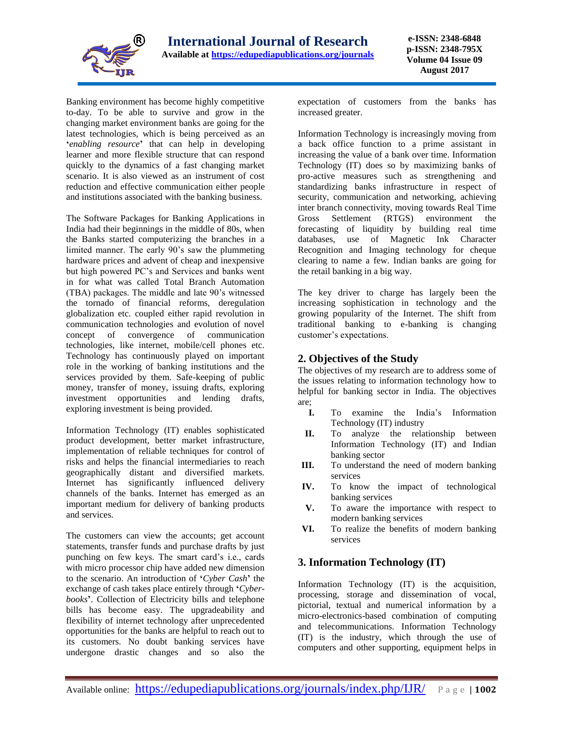Banking environment has become highly competitive to-day. To be able to survive and grow in the changing market environment banks are going for the latest technologies, which is being perceived as an '*enabling resource*' that can help in developing learner and more flexible structure that can respond quickly to the dynamics of a fast changing market scenario. It is also viewed as an instrument of cost reduction and effective communication either people and institutions associated with the banking business.

The Software Packages for Banking Applications in India had their beginnings in the middle of 80s, when the Banks started computerizing the branches in a limited manner. The early 90's saw the plummeting hardware prices and advent of cheap and inexpensive but high powered PC's and Services and banks went in for what was called Total Branch Automation (TBA) packages. The middle and late 90's witnessed the tornado of financial reforms, deregulation globalization etc. coupled either rapid revolution in communication technologies and evolution of novel concept of convergence of communication technologies, like internet, mobile/cell phones etc. Technology has continuously played on important role in the working of banking institutions and the services provided by them. Safe-keeping of public money, transfer of money, issuing drafts, exploring investment opportunities and lending drafts, exploring investment is being provided.

Information Technology (IT) enables sophisticated product development, better market infrastructure, implementation of reliable techniques for control of risks and helps the financial intermediaries to reach geographically distant and diversified markets. Internet has significantly influenced delivery channels of the banks. Internet has emerged as an important medium for delivery of banking products and services.

The customers can view the accounts; get account statements, transfer funds and purchase drafts by just punching on few keys. The smart card's i.e., cards with micro processor chip have added new dimension to the scenario. An introduction of '*Cyber Cash*' the exchange of cash takes place entirely through '*Cyber-books*'. Collection of Electricity bills and telephone bills has become easy. The upgradeability and flexibility of internet technology after unprecedented opportunities for the banks are helpful to reach out to its customers. No doubt banking services have undergone drastic changes and so also the expectation of customers from the banks has increased greater.

Information Technology is increasingly moving from a back office function to a prime assistant in increasing the value of a bank over time. Information Technology (IT) does so by maximizing banks of pro-active measures such as strengthening and standardizing banks infrastructure in respect of security, communication and networking, achieving inter branch connectivity, moving towards Real Time Gross Settlement (RTGS) environment the forecasting of liquidity by building real time databases, use of Magnetic Ink Character Recognition and Imaging technology for cheque clearing to name a few. Indian banks are going for the retail banking in a big way.

The key driver to charge has largely been the increasing sophistication in technology and the growing popularity of the Internet. The shift from traditional banking to e-banking is changing customer's expectations.

## 2. Objectives of the Study

The objectives of my research are to address some of the issues relating to information technology how to helpful for banking sector in India. The objectives are;

I. To examine the India's Information Technology (IT) industry
II. To analyze the relationship between Information Technology (IT) and Indian banking sector
III. To understand the need of modern banking services
IV. To know the impact of technological banking services
V. To aware the importance with respect to modern banking services
VI. To realize the benefits of modern banking services

## 3. Information Technology (IT)

Information Technology (IT) is the acquisition, processing, storage and dissemination of vocal, pictorial, textual and numerical information by a micro-electronics-based combination of computing and telecommunications. Information Technology (IT) is the industry, which through the use of computers and other supporting, equipment helps in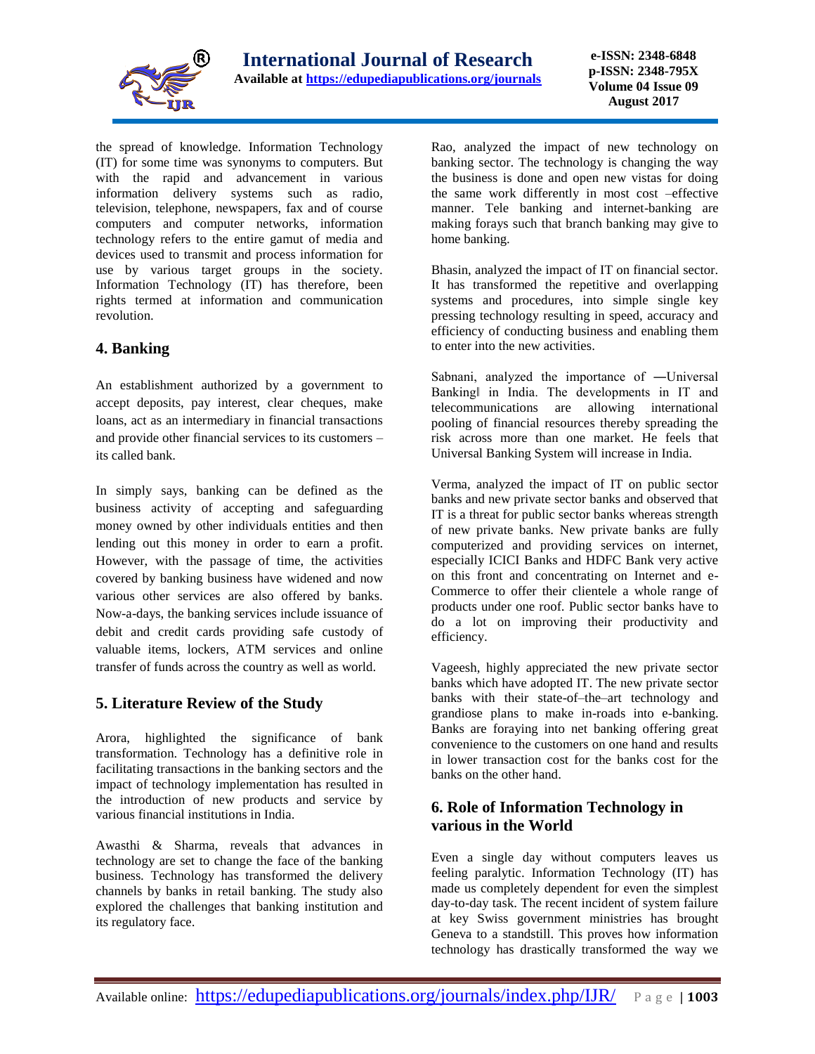the spread of knowledge. Information Technology (IT) for some time was synonyms to computers. But with the rapid and advancement in various information delivery systems such as radio, television, telephone, newspapers, fax and of course computers and computer networks, information technology refers to the entire gamut of media and devices used to transmit and process information for use by various target groups in the society. Information Technology (IT) has therefore, been rights termed at information and communication revolution.

## 4. Banking

An establishment authorized by a government to accept deposits, pay interest, clear cheques, make loans, act as an intermediary in financial transactions and provide other financial services to its customers – its called bank.

In simply says, banking can be defined as the business activity of accepting and safeguarding money owned by other individuals entities and then lending out this money in order to earn a profit. However, with the passage of time, the activities covered by banking business have widened and now various other services are also offered by banks. Now-a-days, the banking services include issuance of debit and credit cards providing safe custody of valuable items, lockers, ATM services and online transfer of funds across the country as well as world.

## 5. Literature Review of the Study

Arora, highlighted the significance of bank transformation. Technology has a definitive role in facilitating transactions in the banking sectors and the impact of technology implementation has resulted in the introduction of new products and service by various financial institutions in India.

Awasthi & Sharma, reveals that advances in technology are set to change the face of the banking business. Technology has transformed the delivery channels by banks in retail banking. The study also explored the challenges that banking institution and its regulatory face.

Rao, analyzed the impact of new technology on banking sector. The technology is changing the way the business is done and open new vistas for doing the same work differently in most cost –effective manner. Tele banking and internet-banking are making forays such that branch banking may give to home banking.

Bhasin, analyzed the impact of IT on financial sector. It has transformed the repetitive and overlapping systems and procedures, into simple single key pressing technology resulting in speed, accuracy and efficiency of conducting business and enabling them to enter into the new activities.

Sabnani, analyzed the importance of ―Universal Banking‖ in India. The developments in IT and telecommunications are allowing international pooling of financial resources thereby spreading the risk across more than one market. He feels that Universal Banking System will increase in India.

Verma, analyzed the impact of IT on public sector banks and new private sector banks and observed that IT is a threat for public sector banks whereas strength of new private banks. New private banks are fully computerized and providing services on internet, especially ICICI Banks and HDFC Bank very active on this front and concentrating on Internet and e-Commerce to offer their clientele a whole range of products under one roof. Public sector banks have to do a lot on improving their productivity and efficiency.

Vageesh, highly appreciated the new private sector banks which have adopted IT. The new private sector banks with their state-of–the–art technology and grandiose plans to make in-roads into e-banking. Banks are foraying into net banking offering great convenience to the customers on one hand and results in lower transaction cost for the banks cost for the banks on the other hand.

## 6. Role of Information Technology in various in the World

Even a single day without computers leaves us feeling paralytic. Information Technology (IT) has made us completely dependent for even the simplest day-to-day task. The recent incident of system failure at key Swiss government ministries has brought Geneva to a standstill. This proves how information technology has drastically transformed the way we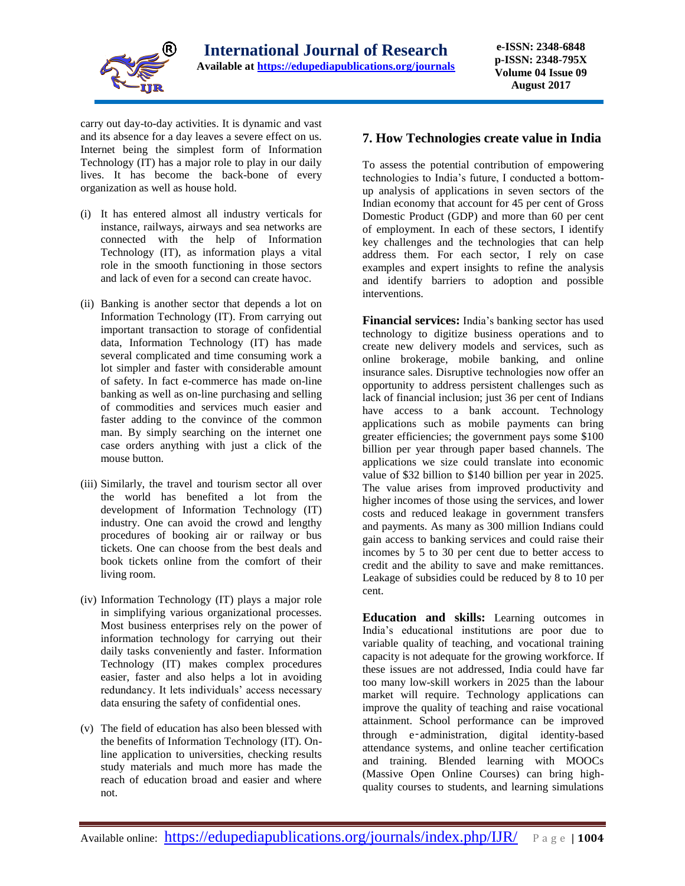carry out day-to-day activities. It is dynamic and vast and its absence for a day leaves a severe effect on us. Internet being the simplest form of Information Technology (IT) has a major role to play in our daily lives. It has become the back-bone of every organization as well as house hold.

(i) It has entered almost all industry verticals for instance, railways, airways and sea networks are connected with the help of Information Technology (IT), as information plays a vital role in the smooth functioning in those sectors and lack of even for a second can create havoc.

(ii) Banking is another sector that depends a lot on Information Technology (IT). From carrying out important transaction to storage of confidential data, Information Technology (IT) has made several complicated and time consuming work a lot simpler and faster with considerable amount of safety. In fact e-commerce has made on-line banking as well as on-line purchasing and selling of commodities and services much easier and faster adding to the convince of the common man. By simply searching on the internet one case orders anything with just a click of the mouse button.

(iii) Similarly, the travel and tourism sector all over the world has benefited a lot from the development of Information Technology (IT) industry. One can avoid the crowd and lengthy procedures of booking air or railway or bus tickets. One can choose from the best deals and book tickets online from the comfort of their living room.

(iv) Information Technology (IT) plays a major role in simplifying various organizational processes. Most business enterprises rely on the power of information technology for carrying out their daily tasks conveniently and faster. Information Technology (IT) makes complex procedures easier, faster and also helps a lot in avoiding redundancy. It lets individuals' access necessary data ensuring the safety of confidential ones.

(v) The field of education has also been blessed with the benefits of Information Technology (IT). On-line application to universities, checking results study materials and much more has made the reach of education broad and easier and where not.

## 7. How Technologies create value in India

To assess the potential contribution of empowering technologies to India's future, I conducted a bottom-up analysis of applications in seven sectors of the Indian economy that account for 45 per cent of Gross Domestic Product (GDP) and more than 60 per cent of employment. In each of these sectors, I identify key challenges and the technologies that can help address them. For each sector, I rely on case examples and expert insights to refine the analysis and identify barriers to adoption and possible interventions.

**Financial services:** India's banking sector has used technology to digitize business operations and to create new delivery models and services, such as online brokerage, mobile banking, and online insurance sales. Disruptive technologies now offer an opportunity to address persistent challenges such as lack of financial inclusion; just 36 per cent of Indians have access to a bank account. Technology applications such as mobile payments can bring greater efficiencies; the government pays some $100 billion per year through paper based channels. The applications we size could translate into economic value of $32 billion to $140 billion per year in 2025. The value arises from improved productivity and higher incomes of those using the services, and lower costs and reduced leakage in government transfers and payments. As many as 300 million Indians could gain access to banking services and could raise their incomes by 5 to 30 per cent due to better access to credit and the ability to save and make remittances. Leakage of subsidies could be reduced by 8 to 10 per cent.

**Education and skills:** Learning outcomes in India's educational institutions are poor due to variable quality of teaching, and vocational training capacity is not adequate for the growing workforce. If these issues are not addressed, India could have far too many low-skill workers in 2025 than the labour market will require. Technology applications can improve the quality of teaching and raise vocational attainment. School performance can be improved through e-administration, digital identity-based attendance systems, and online teacher certification and training. Blended learning with MOOCs (Massive Open Online Courses) can bring high-quality courses to students, and learning simulations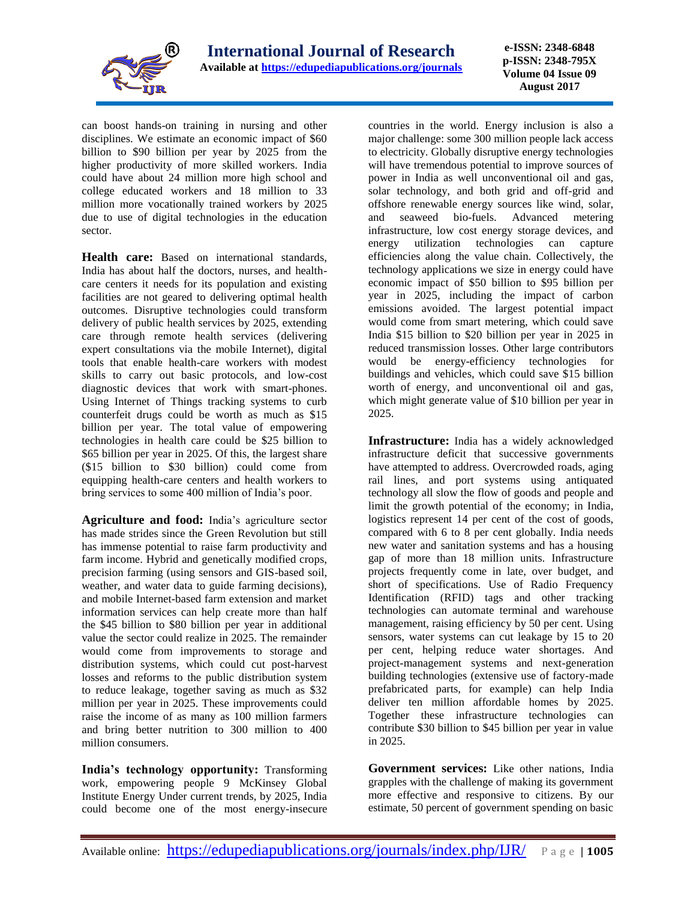can boost hands-on training in nursing and other disciplines. We estimate an economic impact of $60 billion to $90 billion per year by 2025 from the higher productivity of more skilled workers. India could have about 24 million more high school and college educated workers and 18 million to 33 million more vocationally trained workers by 2025 due to use of digital technologies in the education sector.

**Health care:** Based on international standards, India has about half the doctors, nurses, and health-care centers it needs for its population and existing facilities are not geared to delivering optimal health outcomes. Disruptive technologies could transform delivery of public health services by 2025, extending care through remote health services (delivering expert consultations via the mobile Internet), digital tools that enable health-care workers with modest skills to carry out basic protocols, and low-cost diagnostic devices that work with smart-phones. Using Internet of Things tracking systems to curb counterfeit drugs could be worth as much as $15 billion per year. The total value of empowering technologies in health care could be $25 billion to $65 billion per year in 2025. Of this, the largest share ($15 billion to $30 billion) could come from equipping health-care centers and health workers to bring services to some 400 million of India's poor.

**Agriculture and food:** India's agriculture sector has made strides since the Green Revolution but still has immense potential to raise farm productivity and farm income. Hybrid and genetically modified crops, precision farming (using sensors and GIS-based soil, weather, and water data to guide farming decisions), and mobile Internet-based farm extension and market information services can help create more than half the $45 billion to $80 billion per year in additional value the sector could realize in 2025. The remainder would come from improvements to storage and distribution systems, which could cut post-harvest losses and reforms to the public distribution system to reduce leakage, together saving as much as $32 million per year in 2025. These improvements could raise the income of as many as 100 million farmers and bring better nutrition to 300 million to 400 million consumers.

**India's technology opportunity:** Transforming work, empowering people 9 McKinsey Global Institute Energy Under current trends, by 2025, India could become one of the most energy-insecure countries in the world. Energy inclusion is also a major challenge: some 300 million people lack access to electricity. Globally disruptive energy technologies will have tremendous potential to improve sources of power in India as well unconventional oil and gas, solar technology, and both grid and off-grid and offshore renewable energy sources like wind, solar, and seaweed bio-fuels. Advanced metering infrastructure, low cost energy storage devices, and energy utilization technologies can capture efficiencies along the value chain. Collectively, the technology applications we size in energy could have economic impact of $50 billion to $95 billion per year in 2025, including the impact of carbon emissions avoided. The largest potential impact would come from smart metering, which could save India $15 billion to $20 billion per year in 2025 in reduced transmission losses. Other large contributors would be energy-efficiency technologies for buildings and vehicles, which could save $15 billion worth of energy, and unconventional oil and gas, which might generate value of $10 billion per year in 2025.

**Infrastructure:** India has a widely acknowledged infrastructure deficit that successive governments have attempted to address. Overcrowded roads, aging rail lines, and port systems using antiquated technology all slow the flow of goods and people and limit the growth potential of the economy; in India, logistics represent 14 per cent of the cost of goods, compared with 6 to 8 per cent globally. India needs new water and sanitation systems and has a housing gap of more than 18 million units. Infrastructure projects frequently come in late, over budget, and short of specifications. Use of Radio Frequency Identification (RFID) tags and other tracking technologies can automate terminal and warehouse management, raising efficiency by 50 per cent. Using sensors, water systems can cut leakage by 15 to 20 per cent, helping reduce water shortages. And project-management systems and next-generation building technologies (extensive use of factory-made prefabricated parts, for example) can help India deliver ten million affordable homes by 2025. Together these infrastructure technologies can contribute $30 billion to $45 billion per year in value in 2025.

**Government services:** Like other nations, India grapples with the challenge of making its government more effective and responsive to citizens. By our estimate, 50 percent of government spending on basic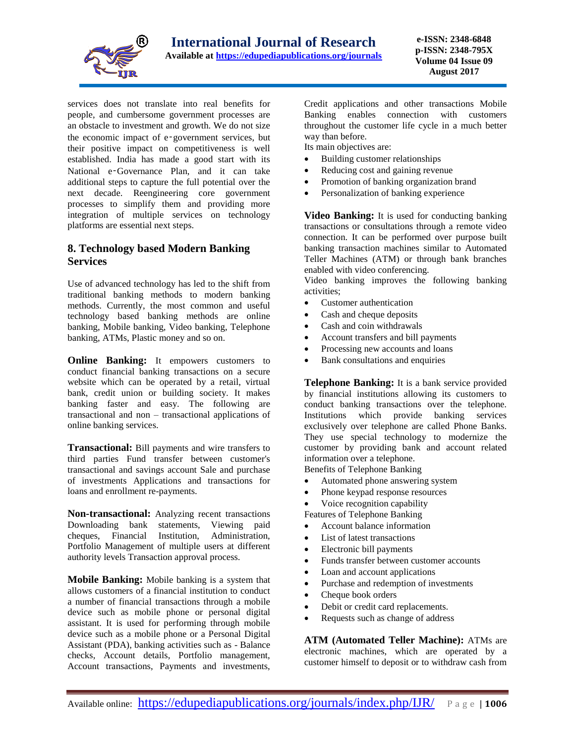services does not translate into real benefits for people, and cumbersome government processes are an obstacle to investment and growth. We do not size the economic impact of e‑government services, but their positive impact on competitiveness is well established. India has made a good start with its National e‑Governance Plan, and it can take additional steps to capture the full potential over the next decade. Reengineering core government processes to simplify them and providing more integration of multiple services on technology platforms are essential next steps.

## 8. Technology based Modern Banking Services

Use of advanced technology has led to the shift from traditional banking methods to modern banking methods. Currently, the most common and useful technology based banking methods are online banking, Mobile banking, Video banking, Telephone banking, ATMs, Plastic money and so on.

**Online Banking:** It empowers customers to conduct financial banking transactions on a secure website which can be operated by a retail, virtual bank, credit union or building society. It makes banking faster and easy. The following are transactional and non – transactional applications of online banking services.

**Transactional:** Bill payments and wire transfers to third parties Fund transfer between customer's transactional and savings account Sale and purchase of investments Applications and transactions for loans and enrollment re-payments.

**Non-transactional:** Analyzing recent transactions Downloading bank statements, Viewing paid cheques, Financial Institution, Administration, Portfolio Management of multiple users at different authority levels Transaction approval process.

**Mobile Banking:** Mobile banking is a system that allows customers of a financial institution to conduct a number of financial transactions through a mobile device such as mobile phone or personal digital assistant. It is used for performing through mobile device such as a mobile phone or a Personal Digital Assistant (PDA), banking activities such as - Balance checks, Account details, Portfolio management, Account transactions, Payments and investments, Credit applications and other transactions Mobile Banking enables connection with customers throughout the customer life cycle in a much better way than before.

Its main objectives are:

- Building customer relationships
- Reducing cost and gaining revenue
- Promotion of banking organization brand
- Personalization of banking experience

**Video Banking:** It is used for conducting banking transactions or consultations through a remote video connection. It can be performed over purpose built banking transaction machines similar to Automated Teller Machines (ATM) or through bank branches enabled with video conferencing.

Video banking improves the following banking activities;

- Customer authentication
- Cash and cheque deposits
- Cash and coin withdrawals
- Account transfers and bill payments
- Processing new accounts and loans
- Bank consultations and enquiries

**Telephone Banking:** It is a bank service provided by financial institutions allowing its customers to conduct banking transactions over the telephone. Institutions which provide banking services exclusively over telephone are called Phone Banks. They use special technology to modernize the customer by providing bank and account related information over a telephone.

Benefits of Telephone Banking

- Automated phone answering system
- Phone keypad response resources
- Voice recognition capability

Features of Telephone Banking

- Account balance information
- List of latest transactions
- Electronic bill payments
- Funds transfer between customer accounts
- Loan and account applications
- Purchase and redemption of investments
- Cheque book orders
- Debit or credit card replacements.
- Requests such as change of address

**ATM (Automated Teller Machine):** ATMs are electronic machines, which are operated by a customer himself to deposit or to withdraw cash from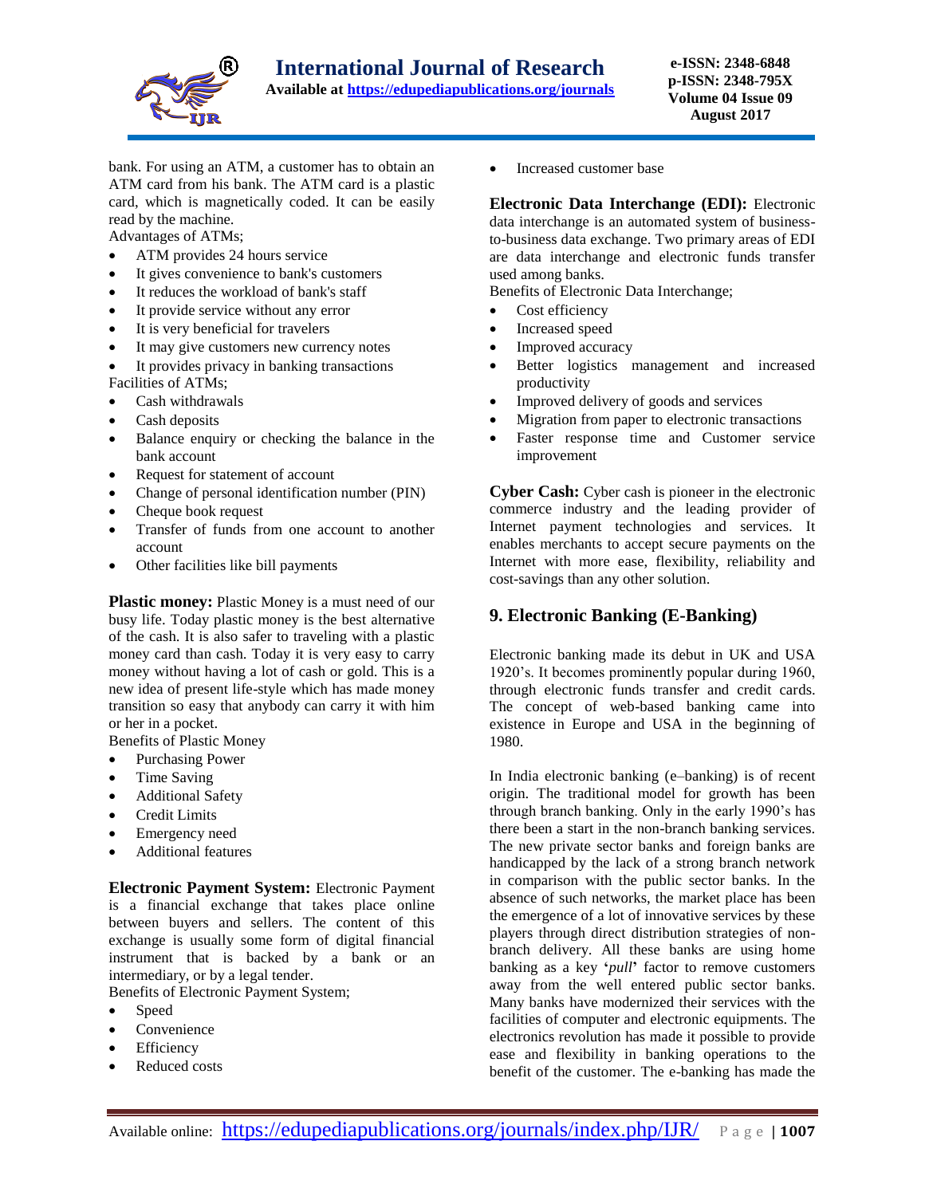bank. For using an ATM, a customer has to obtain an ATM card from his bank. The ATM card is a plastic card, which is magnetically coded. It can be easily read by the machine.

Advantages of ATMs;

- ATM provides 24 hours service
- It gives convenience to bank's customers
- It reduces the workload of bank's staff
- It provide service without any error
- It is very beneficial for travelers
- It may give customers new currency notes
- It provides privacy in banking transactions

Facilities of ATMs;

- Cash withdrawals
- Cash deposits
- Balance enquiry or checking the balance in the bank account
- Request for statement of account
- Change of personal identification number (PIN)
- Cheque book request
- Transfer of funds from one account to another account
- Other facilities like bill payments

**Plastic money:** Plastic Money is a must need of our busy life. Today plastic money is the best alternative of the cash. It is also safer to traveling with a plastic money card than cash. Today it is very easy to carry money without having a lot of cash or gold. This is a new idea of present life-style which has made money transition so easy that anybody can carry it with him or her in a pocket.

Benefits of Plastic Money

- Purchasing Power
- Time Saving
- Additional Safety
- Credit Limits
- Emergency need
- Additional features

**Electronic Payment System:** Electronic Payment is a financial exchange that takes place online between buyers and sellers. The content of this exchange is usually some form of digital financial instrument that is backed by a bank or an intermediary, or by a legal tender.

Benefits of Electronic Payment System;

- Speed
- Convenience
- Efficiency
- Reduced costs
- Increased customer base

**Electronic Data Interchange (EDI):** Electronic data interchange is an automated system of business-to-business data exchange. Two primary areas of EDI are data interchange and electronic funds transfer used among banks.

Benefits of Electronic Data Interchange;

- Cost efficiency
- Increased speed
- Improved accuracy
- Better logistics management and increased productivity
- Improved delivery of goods and services
- Migration from paper to electronic transactions
- Faster response time and Customer service improvement

**Cyber Cash:** Cyber cash is pioneer in the electronic commerce industry and the leading provider of Internet payment technologies and services. It enables merchants to accept secure payments on the Internet with more ease, flexibility, reliability and cost-savings than any other solution.

## 9. Electronic Banking (E-Banking)

Electronic banking made its debut in UK and USA 1920's. It becomes prominently popular during 1960, through electronic funds transfer and credit cards. The concept of web-based banking came into existence in Europe and USA in the beginning of 1980.

In India electronic banking (e–banking) is of recent origin. The traditional model for growth has been through branch banking. Only in the early 1990's has there been a start in the non-branch banking services. The new private sector banks and foreign banks are handicapped by the lack of a strong branch network in comparison with the public sector banks. In the absence of such networks, the market place has been the emergence of a lot of innovative services by these players through direct distribution strategies of non-branch delivery. All these banks are using home banking as a key '*pull*' factor to remove customers away from the well entered public sector banks. Many banks have modernized their services with the facilities of computer and electronic equipments. The electronics revolution has made it possible to provide ease and flexibility in banking operations to the benefit of the customer. The e-banking has made the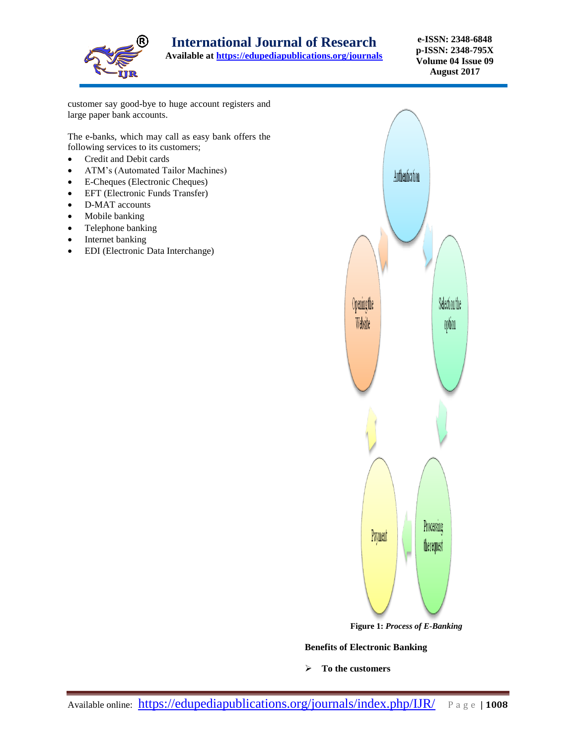customer say good-bye to huge account registers and large paper bank accounts.

The e-banks, which may call as easy bank offers the following services to its customers;

- Credit and Debit cards
- ATM's (Automated Tailor Machines)
- E-Cheques (Electronic Cheques)
- EFT (Electronic Funds Transfer)
- D-MAT accounts
- Mobile banking
- Telephone banking
- Internet banking
- EDI (Electronic Data Interchange)

Authentication

Selection the option

Processing the request

Payment

Opening the Website

**Figure 1:** ***Process of E-Banking***

**Benefits of Electronic Banking**

- **To the customers**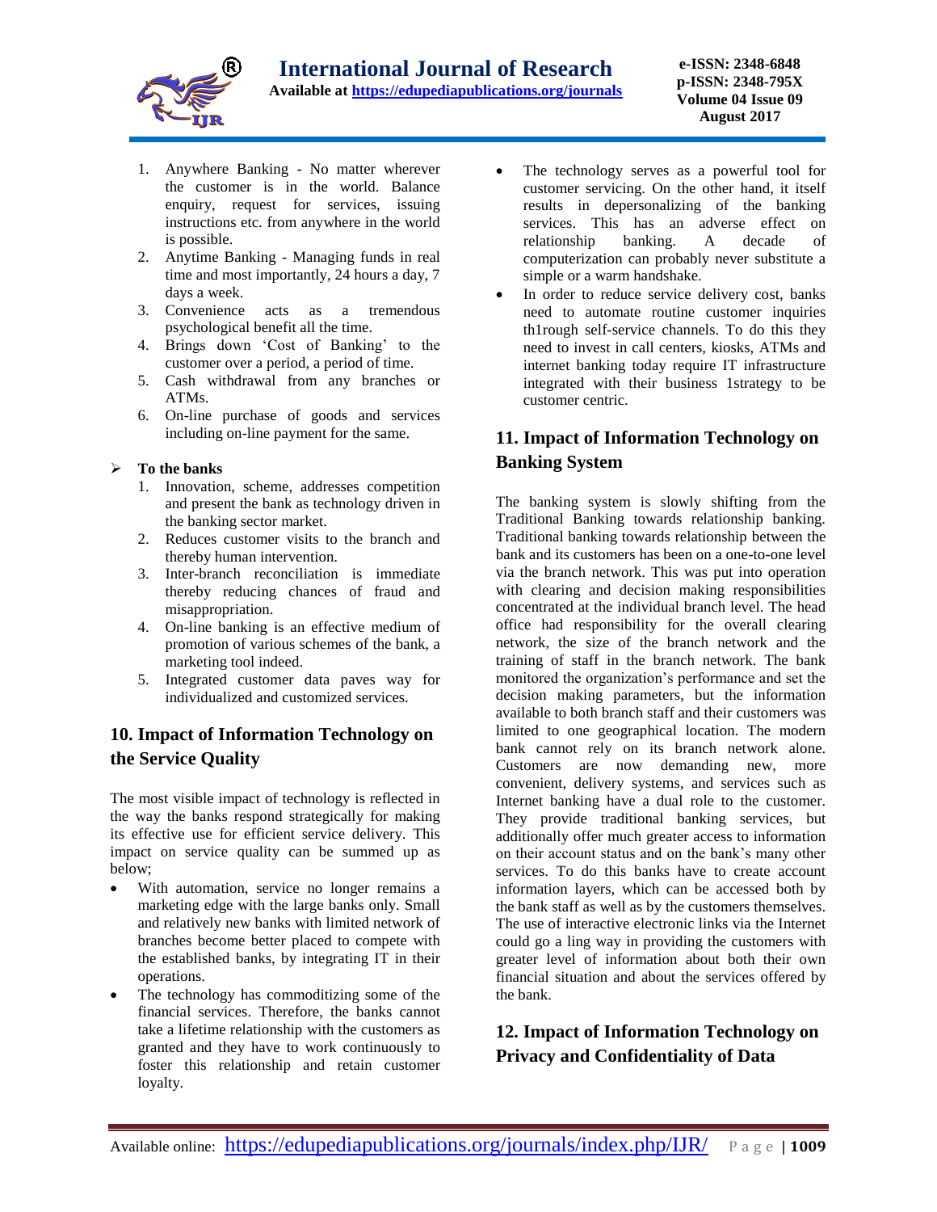1. Anywhere Banking - No matter wherever the customer is in the world. Balance enquiry, request for services, issuing instructions etc. from anywhere in the world is possible.
2. Anytime Banking - Managing funds in real time and most importantly, 24 hours a day, 7 days a week.
3. Convenience acts as a tremendous psychological benefit all the time.
4. Brings down 'Cost of Banking' to the customer over a period, a period of time.
5. Cash withdrawal from any branches or ATMs.
6. On-line purchase of goods and services including on-line payment for the same.

- **To the banks**
  1. Innovation, scheme, addresses competition and present the bank as technology driven in the banking sector market.
  2. Reduces customer visits to the branch and thereby human intervention.
  3. Inter-branch reconciliation is immediate thereby reducing chances of fraud and misappropriation.
  4. On-line banking is an effective medium of promotion of various schemes of the bank, a marketing tool indeed.
  5. Integrated customer data paves way for individualized and customized services.

## 10. Impact of Information Technology on the Service Quality

The most visible impact of technology is reflected in the way the banks respond strategically for making its effective use for efficient service delivery. This impact on service quality can be summed up as below;

- With automation, service no longer remains a marketing edge with the large banks only. Small and relatively new banks with limited network of branches become better placed to compete with the established banks, by integrating IT in their operations.
- The technology has commoditizing some of the financial services. Therefore, the banks cannot take a lifetime relationship with the customers as granted and they have to work continuously to foster this relationship and retain customer loyalty.
- The technology serves as a powerful tool for customer servicing. On the other hand, it itself results in depersonalizing of the banking services. This has an adverse effect on relationship banking. A decade of computerization can probably never substitute a simple or a warm handshake.
- In order to reduce service delivery cost, banks need to automate routine customer inquiries th1rough self-service channels. To do this they need to invest in call centers, kiosks, ATMs and internet banking today require IT infrastructure integrated with their business 1strategy to be customer centric.

## 11. Impact of Information Technology on Banking System

The banking system is slowly shifting from the Traditional Banking towards relationship banking. Traditional banking towards relationship between the bank and its customers has been on a one-to-one level via the branch network. This was put into operation with clearing and decision making responsibilities concentrated at the individual branch level. The head office had responsibility for the overall clearing network, the size of the branch network and the training of staff in the branch network. The bank monitored the organization's performance and set the decision making parameters, but the information available to both branch staff and their customers was limited to one geographical location. The modern bank cannot rely on its branch network alone. Customers are now demanding new, more convenient, delivery systems, and services such as Internet banking have a dual role to the customer. They provide traditional banking services, but additionally offer much greater access to information on their account status and on the bank's many other services. To do this banks have to create account information layers, which can be accessed both by the bank staff as well as by the customers themselves. The use of interactive electronic links via the Internet could go a ling way in providing the customers with greater level of information about both their own financial situation and about the services offered by the bank.

## 12. Impact of Information Technology on Privacy and Confidentiality of Data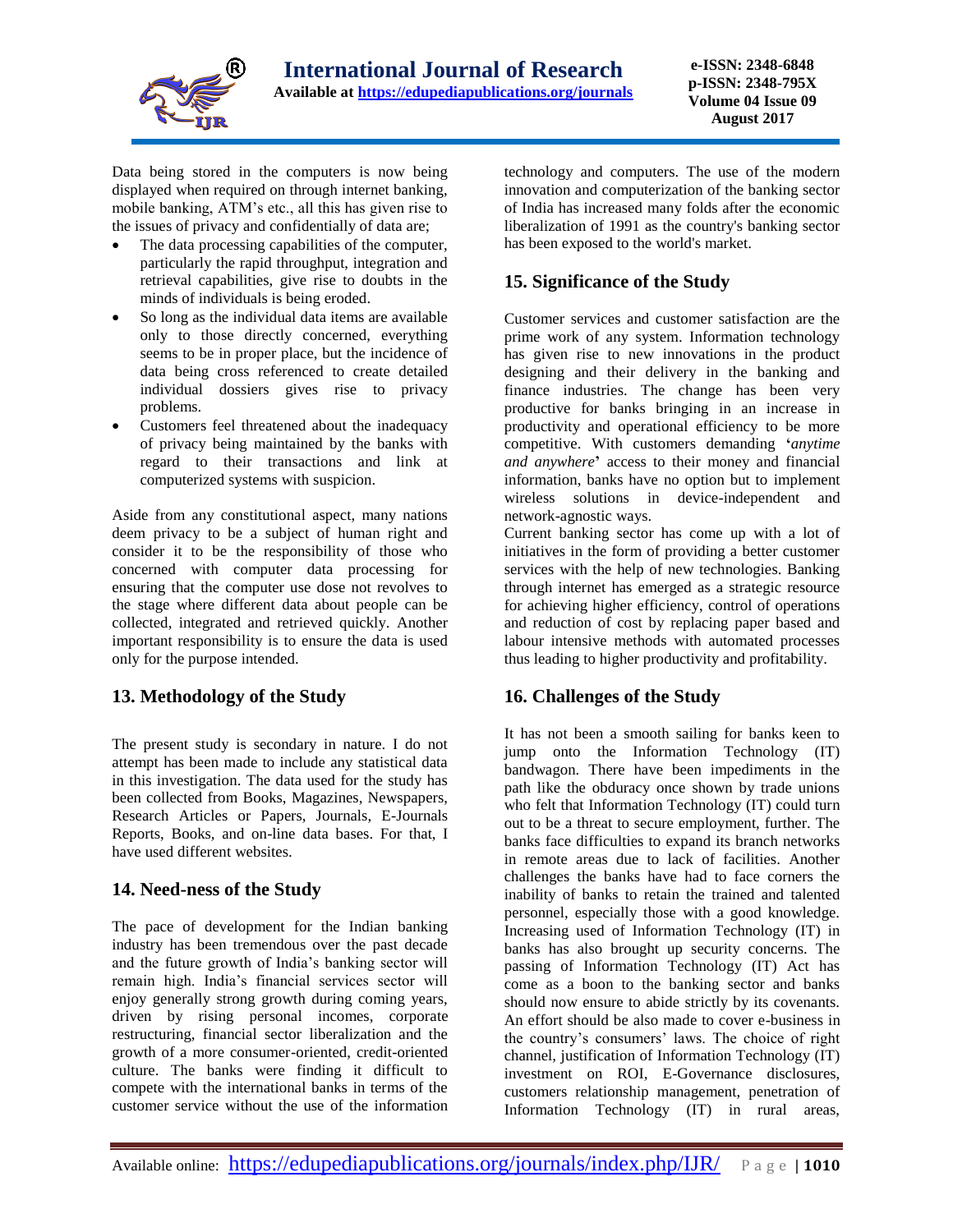Data being stored in the computers is now being displayed when required on through internet banking, mobile banking, ATM's etc., all this has given rise to the issues of privacy and confidentially of data are;

- The data processing capabilities of the computer, particularly the rapid throughput, integration and retrieval capabilities, give rise to doubts in the minds of individuals is being eroded.
- So long as the individual data items are available only to those directly concerned, everything seems to be in proper place, but the incidence of data being cross referenced to create detailed individual dossiers gives rise to privacy problems.
- Customers feel threatened about the inadequacy of privacy being maintained by the banks with regard to their transactions and link at computerized systems with suspicion.

Aside from any constitutional aspect, many nations deem privacy to be a subject of human right and consider it to be the responsibility of those who concerned with computer data processing for ensuring that the computer use dose not revolves to the stage where different data about people can be collected, integrated and retrieved quickly. Another important responsibility is to ensure the data is used only for the purpose intended.

## 13. Methodology of the Study

The present study is secondary in nature. I do not attempt has been made to include any statistical data in this investigation. The data used for the study has been collected from Books, Magazines, Newspapers, Research Articles or Papers, Journals, E-Journals Reports, Books, and on-line data bases. For that, I have used different websites.

## 14. Need-ness of the Study

The pace of development for the Indian banking industry has been tremendous over the past decade and the future growth of India's banking sector will remain high. India's financial services sector will enjoy generally strong growth during coming years, driven by rising personal incomes, corporate restructuring, financial sector liberalization and the growth of a more consumer-oriented, credit-oriented culture. The banks were finding it difficult to compete with the international banks in terms of the customer service without the use of the information technology and computers. The use of the modern innovation and computerization of the banking sector of India has increased many folds after the economic liberalization of 1991 as the country's banking sector has been exposed to the world's market.

## 15. Significance of the Study

Customer services and customer satisfaction are the prime work of any system. Information technology has given rise to new innovations in the product designing and their delivery in the banking and finance industries. The change has been very productive for banks bringing in an increase in productivity and operational efficiency to be more competitive. With customers demanding '*anytime and anywhere*' access to their money and financial information, banks have no option but to implement wireless solutions in device-independent and network-agnostic ways.

Current banking sector has come up with a lot of initiatives in the form of providing a better customer services with the help of new technologies. Banking through internet has emerged as a strategic resource for achieving higher efficiency, control of operations and reduction of cost by replacing paper based and labour intensive methods with automated processes thus leading to higher productivity and profitability.

## 16. Challenges of the Study

It has not been a smooth sailing for banks keen to jump onto the Information Technology (IT) bandwagon. There have been impediments in the path like the obduracy once shown by trade unions who felt that Information Technology (IT) could turn out to be a threat to secure employment, further. The banks face difficulties to expand its branch networks in remote areas due to lack of facilities. Another challenges the banks have had to face corners the inability of banks to retain the trained and talented personnel, especially those with a good knowledge. Increasing used of Information Technology (IT) in banks has also brought up security concerns. The passing of Information Technology (IT) Act has come as a boon to the banking sector and banks should now ensure to abide strictly by its covenants. An effort should be also made to cover e-business in the country's consumers' laws. The choice of right channel, justification of Information Technology (IT) investment on ROI, E-Governance disclosures, customers relationship management, penetration of Information Technology (IT) in rural areas,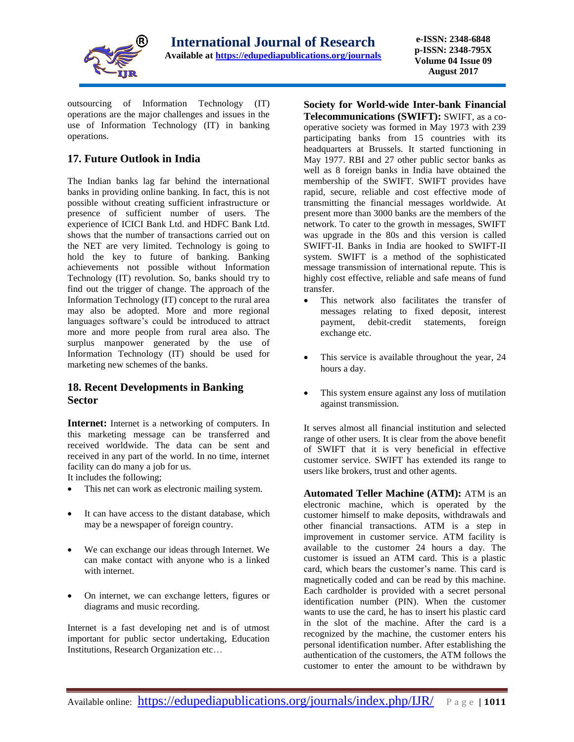outsourcing of Information Technology (IT) operations are the major challenges and issues in the use of Information Technology (IT) in banking operations.

## 17. Future Outlook in India

The Indian banks lag far behind the international banks in providing online banking. In fact, this is not possible without creating sufficient infrastructure or presence of sufficient number of users. The experience of ICICI Bank Ltd. and HDFC Bank Ltd. shows that the number of transactions carried out on the NET are very limited. Technology is going to hold the key to future of banking. Banking achievements not possible without Information Technology (IT) revolution. So, banks should try to find out the trigger of change. The approach of the Information Technology (IT) concept to the rural area may also be adopted. More and more regional languages software's could be introduced to attract more and more people from rural area also. The surplus manpower generated by the use of Information Technology (IT) should be used for marketing new schemes of the banks.

## 18. Recent Developments in Banking Sector

**Internet:** Internet is a networking of computers. In this marketing message can be transferred and received worldwide. The data can be sent and received in any part of the world. In no time, internet facility can do many a job for us.

It includes the following;

- This net can work as electronic mailing system.
- It can have access to the distant database, which may be a newspaper of foreign country.
- We can exchange our ideas through Internet. We can make contact with anyone who is a linked with internet.
- On internet, we can exchange letters, figures or diagrams and music recording.

Internet is a fast developing net and is of utmost important for public sector undertaking, Education Institutions, Research Organization etc…

**Society for World-wide Inter-bank Financial Telecommunications (SWIFT):** SWIFT, as a co-operative society was formed in May 1973 with 239 participating banks from 15 countries with its headquarters at Brussels. It started functioning in May 1977. RBI and 27 other public sector banks as well as 8 foreign banks in India have obtained the membership of the SWIFT. SWIFT provides have rapid, secure, reliable and cost effective mode of transmitting the financial messages worldwide. At present more than 3000 banks are the members of the network. To cater to the growth in messages, SWIFT was upgrade in the 80s and this version is called SWIFT-II. Banks in India are hooked to SWIFT-II system. SWIFT is a method of the sophisticated message transmission of international repute. This is highly cost effective, reliable and safe means of fund transfer.

- This network also facilitates the transfer of messages relating to fixed deposit, interest payment, debit-credit statements, foreign exchange etc.
- This service is available throughout the year, 24 hours a day.
- This system ensure against any loss of mutilation against transmission.

It serves almost all financial institution and selected range of other users. It is clear from the above benefit of SWIFT that it is very beneficial in effective customer service. SWIFT has extended its range to users like brokers, trust and other agents.

**Automated Teller Machine (ATM):** ATM is an electronic machine, which is operated by the customer himself to make deposits, withdrawals and other financial transactions. ATM is a step in improvement in customer service. ATM facility is available to the customer 24 hours a day. The customer is issued an ATM card. This is a plastic card, which bears the customer's name. This card is magnetically coded and can be read by this machine. Each cardholder is provided with a secret personal identification number (PIN). When the customer wants to use the card, he has to insert his plastic card in the slot of the machine. After the card is a recognized by the machine, the customer enters his personal identification number. After establishing the authentication of the customers, the ATM follows the customer to enter the amount to be withdrawn by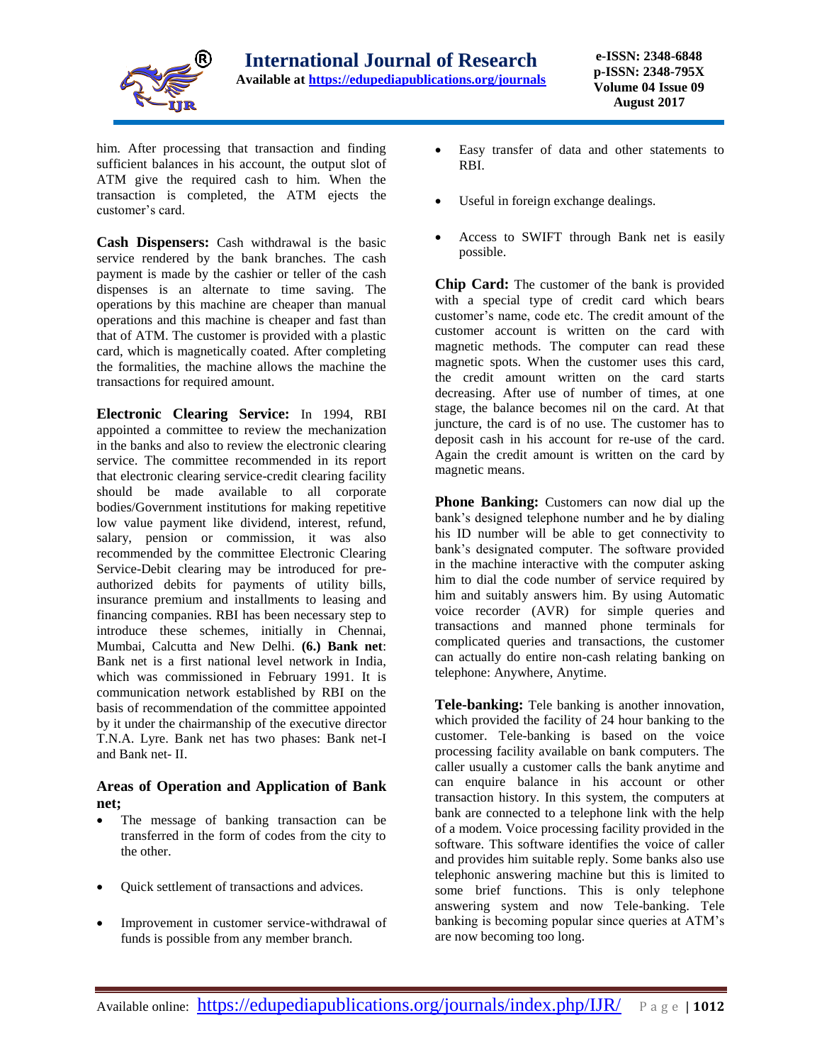him. After processing that transaction and finding sufficient balances in his account, the output slot of ATM give the required cash to him. When the transaction is completed, the ATM ejects the customer's card.

**Cash Dispensers:** Cash withdrawal is the basic service rendered by the bank branches. The cash payment is made by the cashier or teller of the cash dispenses is an alternate to time saving. The operations by this machine are cheaper than manual operations and this machine is cheaper and fast than that of ATM. The customer is provided with a plastic card, which is magnetically coated. After completing the formalities, the machine allows the machine the transactions for required amount.

**Electronic Clearing Service:** In 1994, RBI appointed a committee to review the mechanization in the banks and also to review the electronic clearing service. The committee recommended in its report that electronic clearing service-credit clearing facility should be made available to all corporate bodies/Government institutions for making repetitive low value payment like dividend, interest, refund, salary, pension or commission, it was also recommended by the committee Electronic Clearing Service-Debit clearing may be introduced for pre-authorized debits for payments of utility bills, insurance premium and installments to leasing and financing companies. RBI has been necessary step to introduce these schemes, initially in Chennai, Mumbai, Calcutta and New Delhi. **(6.) Bank net**: Bank net is a first national level network in India, which was commissioned in February 1991. It is communication network established by RBI on the basis of recommendation of the committee appointed by it under the chairmanship of the executive director T.N.A. Lyre. Bank net has two phases: Bank net-I and Bank net- II.

### Areas of Operation and Application of Bank net;

- The message of banking transaction can be transferred in the form of codes from the city to the other.
- Quick settlement of transactions and advices.
- Improvement in customer service-withdrawal of funds is possible from any member branch.
- Easy transfer of data and other statements to RBI.
- Useful in foreign exchange dealings.
- Access to SWIFT through Bank net is easily possible.

**Chip Card:** The customer of the bank is provided with a special type of credit card which bears customer's name, code etc. The credit amount of the customer account is written on the card with magnetic methods. The computer can read these magnetic spots. When the customer uses this card, the credit amount written on the card starts decreasing. After use of number of times, at one stage, the balance becomes nil on the card. At that juncture, the card is of no use. The customer has to deposit cash in his account for re-use of the card. Again the credit amount is written on the card by magnetic means.

**Phone Banking:** Customers can now dial up the bank's designed telephone number and he by dialing his ID number will be able to get connectivity to bank's designated computer. The software provided in the machine interactive with the computer asking him to dial the code number of service required by him and suitably answers him. By using Automatic voice recorder (AVR) for simple queries and transactions and manned phone terminals for complicated queries and transactions, the customer can actually do entire non-cash relating banking on telephone: Anywhere, Anytime.

**Tele-banking:** Tele banking is another innovation, which provided the facility of 24 hour banking to the customer. Tele-banking is based on the voice processing facility available on bank computers. The caller usually a customer calls the bank anytime and can enquire balance in his account or other transaction history. In this system, the computers at bank are connected to a telephone link with the help of a modem. Voice processing facility provided in the software. This software identifies the voice of caller and provides him suitable reply. Some banks also use telephonic answering machine but this is limited to some brief functions. This is only telephone answering system and now Tele-banking. Tele banking is becoming popular since queries at ATM's are now becoming too long.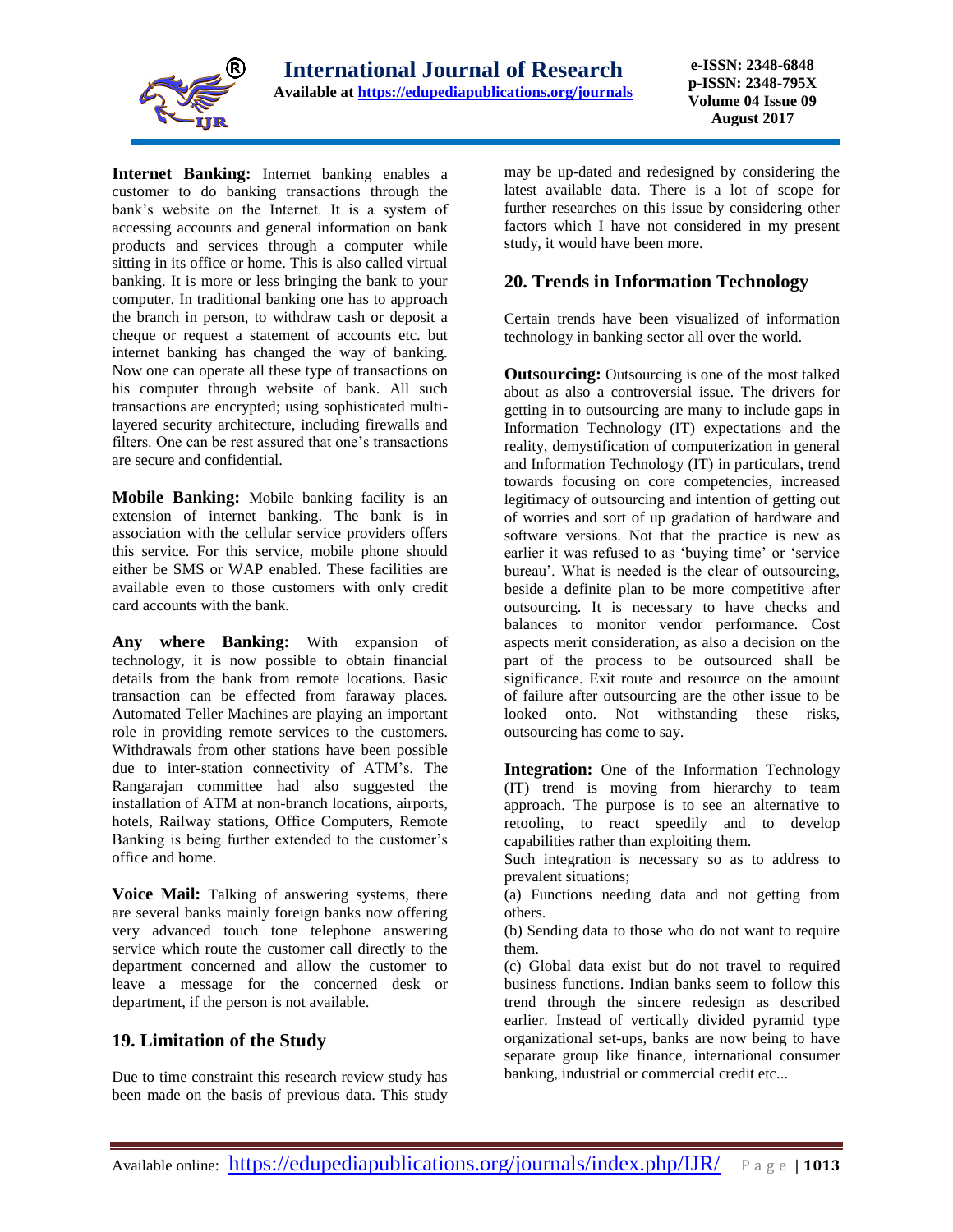**Internet Banking:** Internet banking enables a customer to do banking transactions through the bank's website on the Internet. It is a system of accessing accounts and general information on bank products and services through a computer while sitting in its office or home. This is also called virtual banking. It is more or less bringing the bank to your computer. In traditional banking one has to approach the branch in person, to withdraw cash or deposit a cheque or request a statement of accounts etc. but internet banking has changed the way of banking. Now one can operate all these type of transactions on his computer through website of bank. All such transactions are encrypted; using sophisticated multi-layered security architecture, including firewalls and filters. One can be rest assured that one's transactions are secure and confidential.

**Mobile Banking:** Mobile banking facility is an extension of internet banking. The bank is in association with the cellular service providers offers this service. For this service, mobile phone should either be SMS or WAP enabled. These facilities are available even to those customers with only credit card accounts with the bank.

**Any where Banking:** With expansion of technology, it is now possible to obtain financial details from the bank from remote locations. Basic transaction can be effected from faraway places. Automated Teller Machines are playing an important role in providing remote services to the customers. Withdrawals from other stations have been possible due to inter-station connectivity of ATM's. The Rangarajan committee had also suggested the installation of ATM at non-branch locations, airports, hotels, Railway stations, Office Computers, Remote Banking is being further extended to the customer's office and home.

**Voice Mail:** Talking of answering systems, there are several banks mainly foreign banks now offering very advanced touch tone telephone answering service which route the customer call directly to the department concerned and allow the customer to leave a message for the concerned desk or department, if the person is not available.

## 19. Limitation of the Study

Due to time constraint this research review study has been made on the basis of previous data. This study may be up-dated and redesigned by considering the latest available data. There is a lot of scope for further researches on this issue by considering other factors which I have not considered in my present study, it would have been more.

## 20. Trends in Information Technology

Certain trends have been visualized of information technology in banking sector all over the world.

**Outsourcing:** Outsourcing is one of the most talked about as also a controversial issue. The drivers for getting in to outsourcing are many to include gaps in Information Technology (IT) expectations and the reality, demystification of computerization in general and Information Technology (IT) in particulars, trend towards focusing on core competencies, increased legitimacy of outsourcing and intention of getting out of worries and sort of up gradation of hardware and software versions. Not that the practice is new as earlier it was refused to as 'buying time' or 'service bureau'. What is needed is the clear of outsourcing, beside a definite plan to be more competitive after outsourcing. It is necessary to have checks and balances to monitor vendor performance. Cost aspects merit consideration, as also a decision on the part of the process to be outsourced shall be significance. Exit route and resource on the amount of failure after outsourcing are the other issue to be looked onto. Not withstanding these risks, outsourcing has come to say.

**Integration:** One of the Information Technology (IT) trend is moving from hierarchy to team approach. The purpose is to see an alternative to retooling, to react speedily and to develop capabilities rather than exploiting them.

Such integration is necessary so as to address to prevalent situations;

(a) Functions needing data and not getting from others.

(b) Sending data to those who do not want to require them.

(c) Global data exist but do not travel to required business functions. Indian banks seem to follow this trend through the sincere redesign as described earlier. Instead of vertically divided pyramid type organizational set-ups, banks are now being to have separate group like finance, international consumer banking, industrial or commercial credit etc...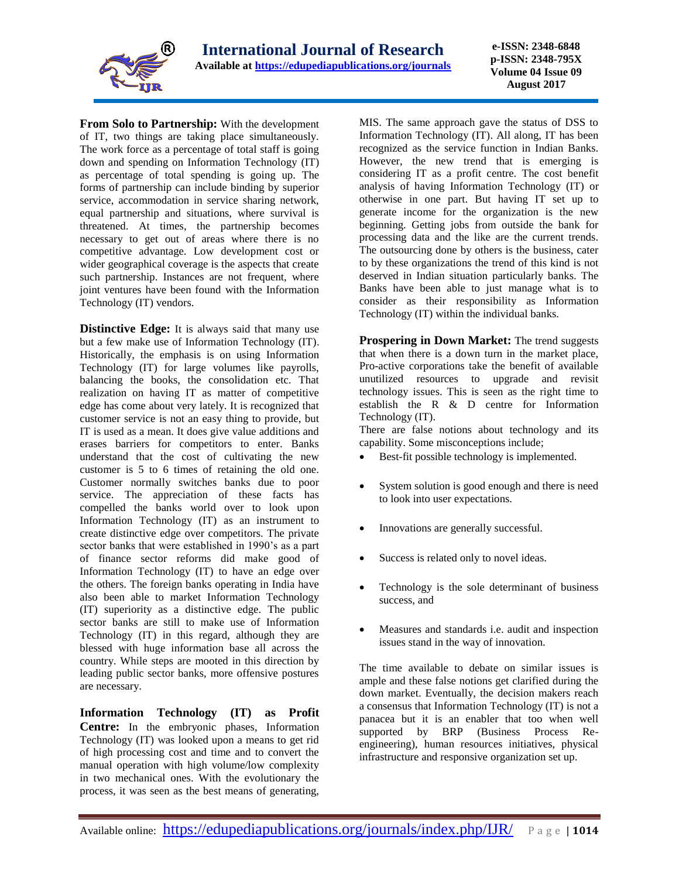**From Solo to Partnership:** With the development of IT, two things are taking place simultaneously. The work force as a percentage of total staff is going down and spending on Information Technology (IT) as percentage of total spending is going up. The forms of partnership can include binding by superior service, accommodation in service sharing network, equal partnership and situations, where survival is threatened. At times, the partnership becomes necessary to get out of areas where there is no competitive advantage. Low development cost or wider geographical coverage is the aspects that create such partnership. Instances are not frequent, where joint ventures have been found with the Information Technology (IT) vendors.

**Distinctive Edge:** It is always said that many use but a few make use of Information Technology (IT). Historically, the emphasis is on using Information Technology (IT) for large volumes like payrolls, balancing the books, the consolidation etc. That realization on having IT as matter of competitive edge has come about very lately. It is recognized that customer service is not an easy thing to provide, but IT is used as a mean. It does give value additions and erases barriers for competitors to enter. Banks understand that the cost of cultivating the new customer is 5 to 6 times of retaining the old one. Customer normally switches banks due to poor service. The appreciation of these facts has compelled the banks world over to look upon Information Technology (IT) as an instrument to create distinctive edge over competitors. The private sector banks that were established in 1990's as a part of finance sector reforms did make good of Information Technology (IT) to have an edge over the others. The foreign banks operating in India have also been able to market Information Technology (IT) superiority as a distinctive edge. The public sector banks are still to make use of Information Technology (IT) in this regard, although they are blessed with huge information base all across the country. While steps are mooted in this direction by leading public sector banks, more offensive postures are necessary.

**Information Technology (IT) as Profit Centre:** In the embryonic phases, Information Technology (IT) was looked upon a means to get rid of high processing cost and time and to convert the manual operation with high volume/low complexity in two mechanical ones. With the evolutionary the process, it was seen as the best means of generating, MIS. The same approach gave the status of DSS to Information Technology (IT). All along, IT has been recognized as the service function in Indian Banks. However, the new trend that is emerging is considering IT as a profit centre. The cost benefit analysis of having Information Technology (IT) or otherwise in one part. But having IT set up to generate income for the organization is the new beginning. Getting jobs from outside the bank for processing data and the like are the current trends. The outsourcing done by others is the business, cater to by these organizations the trend of this kind is not deserved in Indian situation particularly banks. The Banks have been able to just manage what is to consider as their responsibility as Information Technology (IT) within the individual banks.

**Prospering in Down Market:** The trend suggests that when there is a down turn in the market place, Pro-active corporations take the benefit of available unutilized resources to upgrade and revisit technology issues. This is seen as the right time to establish the R & D centre for Information Technology (IT).

There are false notions about technology and its capability. Some misconceptions include;

- Best-fit possible technology is implemented.
- System solution is good enough and there is need to look into user expectations.
- Innovations are generally successful.
- Success is related only to novel ideas.
- Technology is the sole determinant of business success, and
- Measures and standards i.e. audit and inspection issues stand in the way of innovation.

The time available to debate on similar issues is ample and these false notions get clarified during the down market. Eventually, the decision makers reach a consensus that Information Technology (IT) is not a panacea but it is an enabler that too when well supported by BRP (Business Process Re-engineering), human resources initiatives, physical infrastructure and responsive organization set up.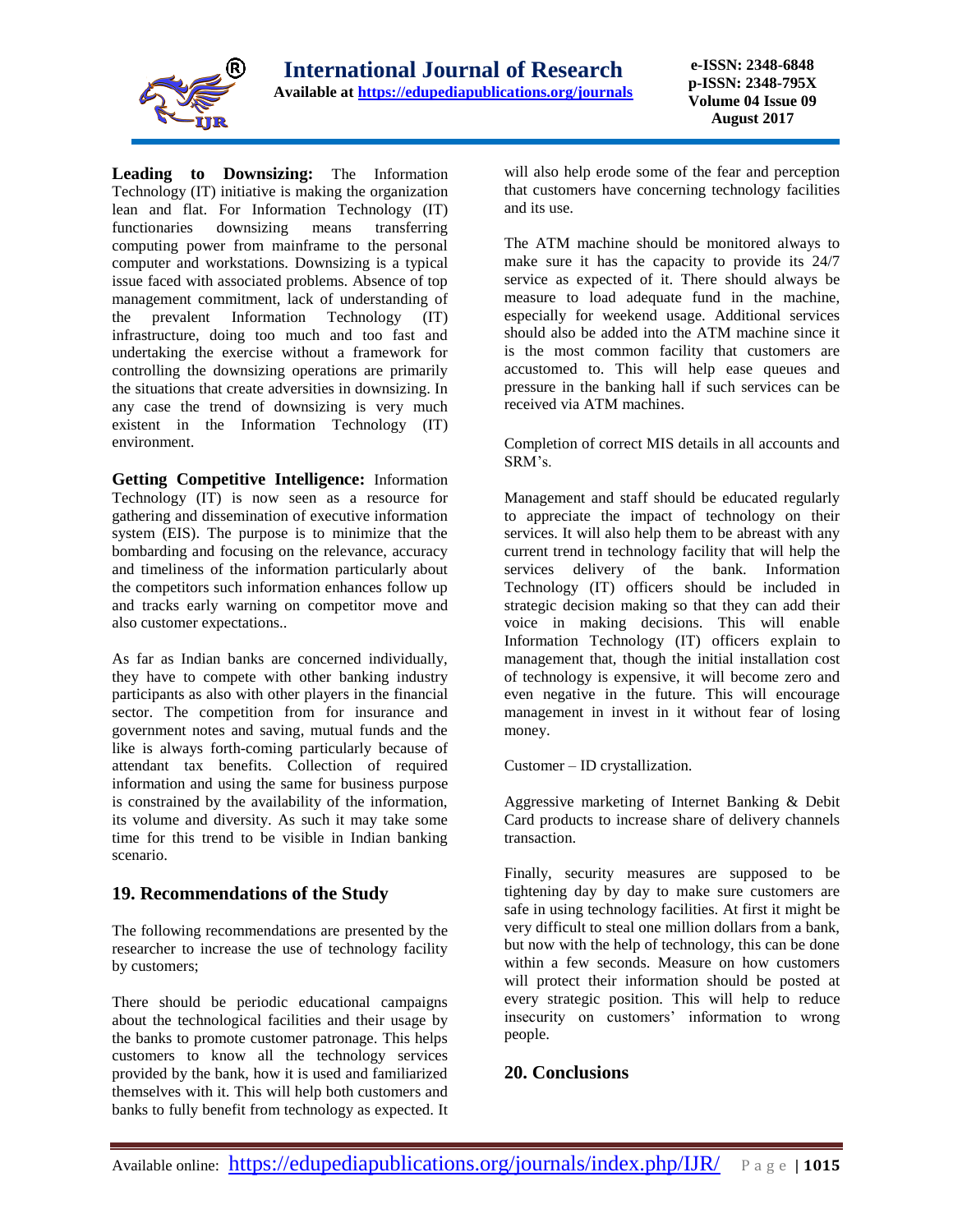**Leading to Downsizing:** The Information Technology (IT) initiative is making the organization lean and flat. For Information Technology (IT) functionaries downsizing means transferring computing power from mainframe to the personal computer and workstations. Downsizing is a typical issue faced with associated problems. Absence of top management commitment, lack of understanding of the prevalent Information Technology (IT) infrastructure, doing too much and too fast and undertaking the exercise without a framework for controlling the downsizing operations are primarily the situations that create adversities in downsizing. In any case the trend of downsizing is very much existent in the Information Technology (IT) environment.

**Getting Competitive Intelligence:** Information Technology (IT) is now seen as a resource for gathering and dissemination of executive information system (EIS). The purpose is to minimize that the bombarding and focusing on the relevance, accuracy and timeliness of the information particularly about the competitors such information enhances follow up and tracks early warning on competitor move and also customer expectations..

As far as Indian banks are concerned individually, they have to compete with other banking industry participants as also with other players in the financial sector. The competition from for insurance and government notes and saving, mutual funds and the like is always forth-coming particularly because of attendant tax benefits. Collection of required information and using the same for business purpose is constrained by the availability of the information, its volume and diversity. As such it may take some time for this trend to be visible in Indian banking scenario.

## 19. Recommendations of the Study

The following recommendations are presented by the researcher to increase the use of technology facility by customers;

There should be periodic educational campaigns about the technological facilities and their usage by the banks to promote customer patronage. This helps customers to know all the technology services provided by the bank, how it is used and familiarized themselves with it. This will help both customers and banks to fully benefit from technology as expected. It will also help erode some of the fear and perception that customers have concerning technology facilities and its use.

The ATM machine should be monitored always to make sure it has the capacity to provide its 24/7 service as expected of it. There should always be measure to load adequate fund in the machine, especially for weekend usage. Additional services should also be added into the ATM machine since it is the most common facility that customers are accustomed to. This will help ease queues and pressure in the banking hall if such services can be received via ATM machines.

Completion of correct MIS details in all accounts and SRM's.

Management and staff should be educated regularly to appreciate the impact of technology on their services. It will also help them to be abreast with any current trend in technology facility that will help the services delivery of the bank. Information Technology (IT) officers should be included in strategic decision making so that they can add their voice in making decisions. This will enable Information Technology (IT) officers explain to management that, though the initial installation cost of technology is expensive, it will become zero and even negative in the future. This will encourage management in invest in it without fear of losing money.

Customer – ID crystallization.

Aggressive marketing of Internet Banking & Debit Card products to increase share of delivery channels transaction.

Finally, security measures are supposed to be tightening day by day to make sure customers are safe in using technology facilities. At first it might be very difficult to steal one million dollars from a bank, but now with the help of technology, this can be done within a few seconds. Measure on how customers will protect their information should be posted at every strategic position. This will help to reduce insecurity on customers' information to wrong people.

## 20. Conclusions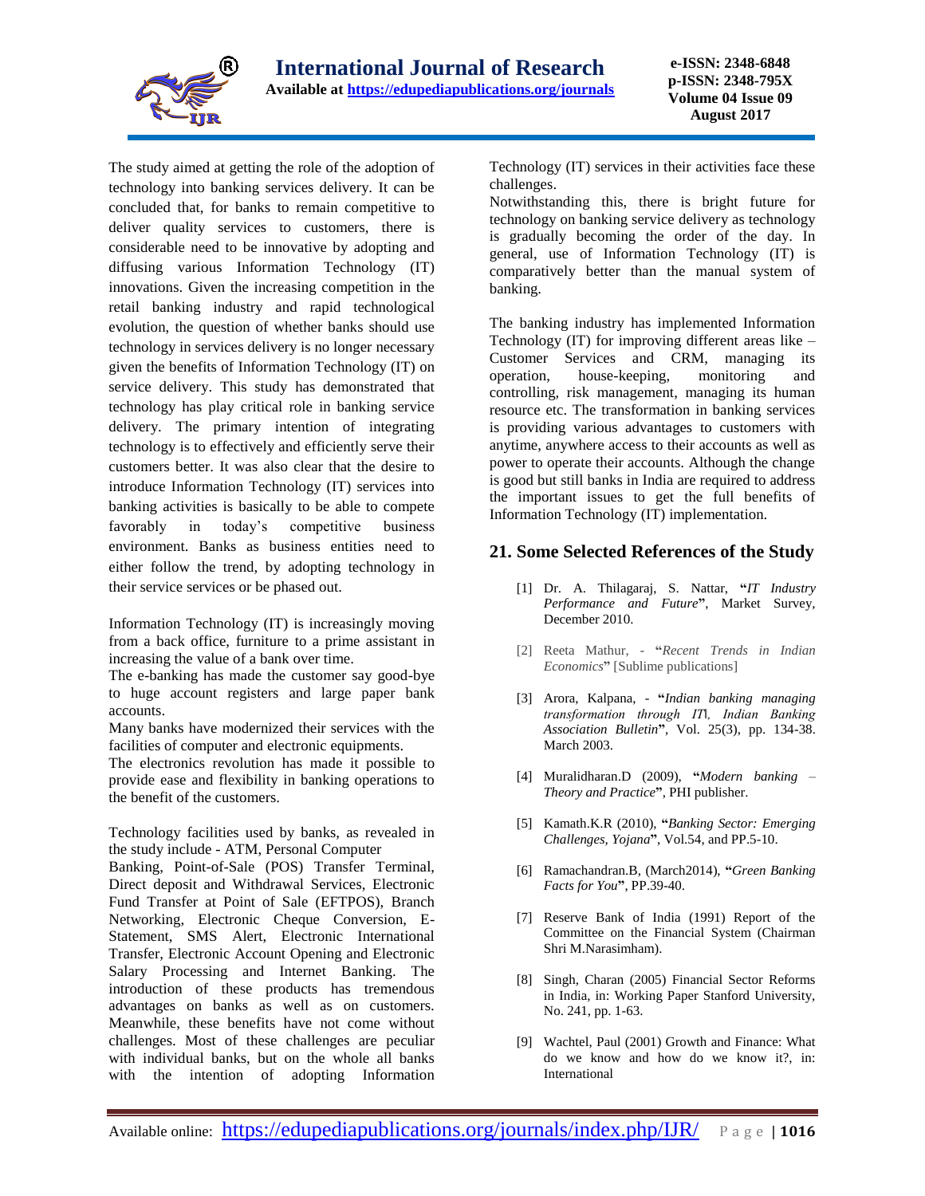The study aimed at getting the role of the adoption of technology into banking services delivery. It can be concluded that, for banks to remain competitive to deliver quality services to customers, there is considerable need to be innovative by adopting and diffusing various Information Technology (IT) innovations. Given the increasing competition in the retail banking industry and rapid technological evolution, the question of whether banks should use technology in services delivery is no longer necessary given the benefits of Information Technology (IT) on service delivery. This study has demonstrated that technology has play critical role in banking service delivery. The primary intention of integrating technology is to effectively and efficiently serve their customers better. It was also clear that the desire to introduce Information Technology (IT) services into banking activities is basically to be able to compete favorably in today's competitive business environment. Banks as business entities need to either follow the trend, by adopting technology in their service services or be phased out.

Information Technology (IT) is increasingly moving from a back office, furniture to a prime assistant in increasing the value of a bank over time.
The e-banking has made the customer say good-bye to huge account registers and large paper bank accounts.
Many banks have modernized their services with the facilities of computer and electronic equipments.
The electronics revolution has made it possible to provide ease and flexibility in banking operations to the benefit of the customers.

Technology facilities used by banks, as revealed in the study include - ATM, Personal Computer Banking, Point-of-Sale (POS) Transfer Terminal, Direct deposit and Withdrawal Services, Electronic Fund Transfer at Point of Sale (EFTPOS), Branch Networking, Electronic Cheque Conversion, E-Statement, SMS Alert, Electronic International Transfer, Electronic Account Opening and Electronic Salary Processing and Internet Banking. The introduction of these products has tremendous advantages on banks as well as on customers. Meanwhile, these benefits have not come without challenges. Most of these challenges are peculiar with individual banks, but on the whole all banks with the intention of adopting Information Technology (IT) services in their activities face these challenges.
Notwithstanding this, there is bright future for technology on banking service delivery as technology is gradually becoming the order of the day. In general, use of Information Technology (IT) is comparatively better than the manual system of banking.

The banking industry has implemented Information Technology (IT) for improving different areas like – Customer Services and CRM, managing its operation, house-keeping, monitoring and controlling, risk management, managing its human resource etc. The transformation in banking services is providing various advantages to customers with anytime, anywhere access to their accounts as well as power to operate their accounts. Although the change is good but still banks in India are required to address the important issues to get the full benefits of Information Technology (IT) implementation.

## 21. Some Selected References of the Study

[1] Dr. A. Thilagaraj, S. Nattar, "*IT Industry Performance and Future*", Market Survey, December 2010.

[2] Reeta Mathur, - "*Recent Trends in Indian Economics*" [Sublime publications]

[3] Arora, Kalpana, - "*Indian banking managing transformation through IT‖, Indian Banking Association Bulletin*", Vol. 25(3), pp. 134-38. March 2003.

[4] Muralidharan.D (2009), "*Modern banking – Theory and Practice*", PHI publisher.

[5] Kamath.K.R (2010), "*Banking Sector: Emerging Challenges, Yojana*", Vol.54, and PP.5-10.

[6] Ramachandran.B, (March2014), "*Green Banking Facts for You*", PP.39-40.

[7] Reserve Bank of India (1991) Report of the Committee on the Financial System (Chairman Shri M.Narasimham).

[8] Singh, Charan (2005) Financial Sector Reforms in India, in: Working Paper Stanford University, No. 241, pp. 1-63.

[9] Wachtel, Paul (2001) Growth and Finance: What do we know and how do we know it?, in: International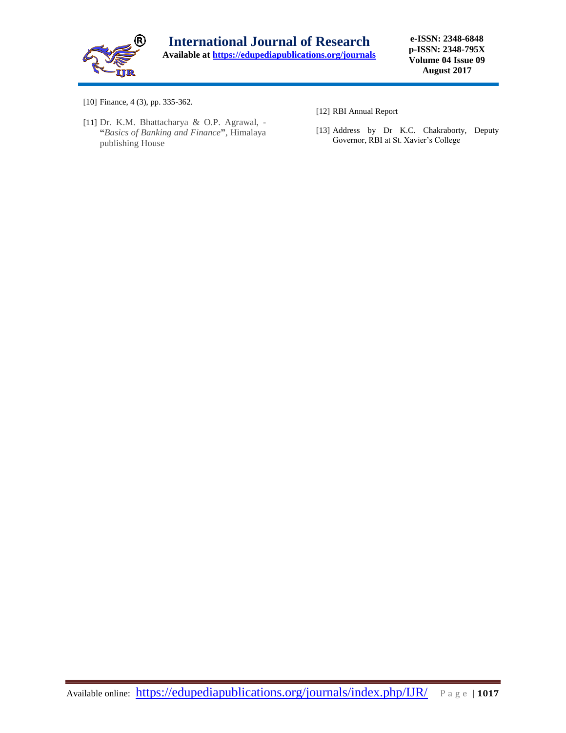[10] Finance, 4 (3), pp. 335-362.

[11] Dr. K.M. Bhattacharya & O.P. Agrawal, - "*Basics of Banking and Finance*", Himalaya publishing House

[12] RBI Annual Report

[13] Address by Dr K.C. Chakraborty, Deputy Governor, RBI at St. Xavier's College